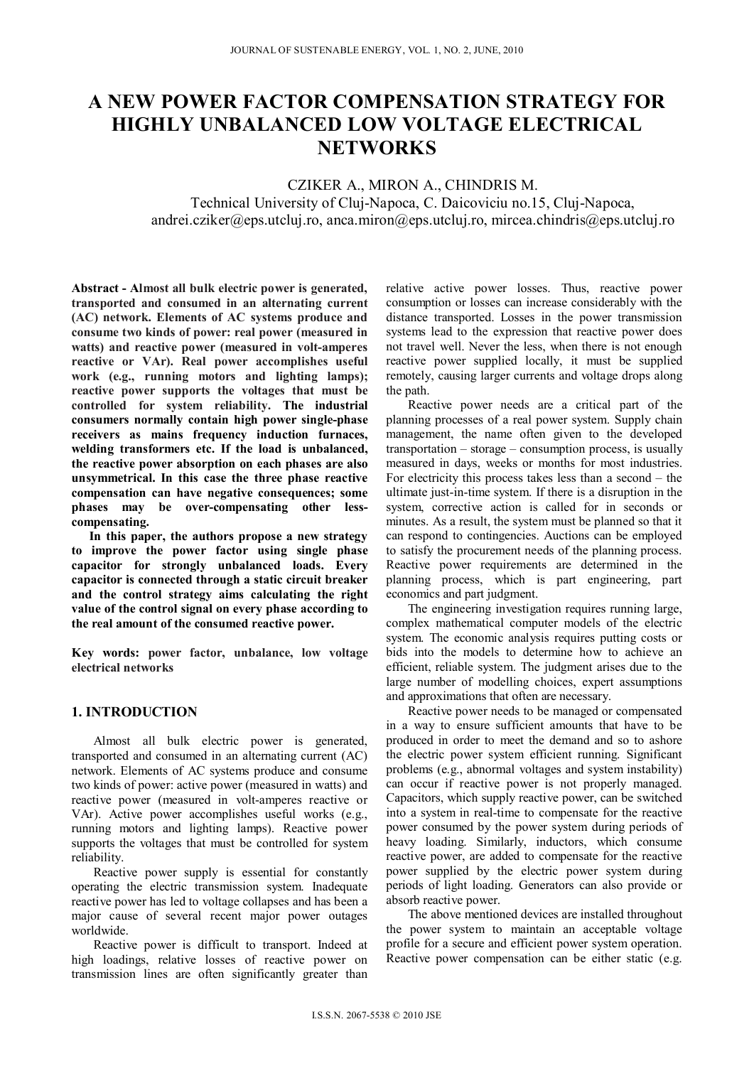# A NEW POWER FACTOR COMPENSATION STRATEGY FOR HIGHLY UNBALANCED LOW VOLTAGE ELECTRICAL NETWORKS

CZIKER A., MIRON A., CHINDRIS M.

Technical University of Cluj-Napoca, C. Daicoviciu no.15, Cluj-Napoca, andrei.cziker@eps.utcluj.ro, anca.miron@eps.utcluj.ro, mircea.chindris@eps.utcluj.ro

**Abstract - Almost all bulk electric power is generated, transported and consumed in an alternating current (AC) network. Elements of AC systems produce and consume two kinds of power: real power (measured in watts) and reactive power (measured in volt-amperes reactive or VAr). Real power accomplishes useful work (e.g., running motors and lighting lamps); reactive power supports the voltages that must be controlled for system reliability. The industrial consumers normally contain high power single-phase receivers as mains frequency induction furnaces, welding transformers etc. If the load is unbalanced, the reactive power absorption on each phases are also unsymmetrical. In this case the three phase reactive compensation can have negative consequences; some phases may be over-compensating other less-compensating.**

**In this paper, the authors propose a new strategy to improve the power factor using single phase capacitor for strongly unbalanced loads. Every capacitor is connected through a static circuit breaker and the control strategy aims calculating the right value of the control signal on every phase according to the real amount of the consumed reactive power.**

**Key words: power factor, unbalance, low voltage electrical networks**

## 1. INTRODUCTION

Almost all bulk electric power is generated, transported and consumed in an alternating current (AC) network. Elements of AC systems produce and consume two kinds of power: active power (measured in watts) and reactive power (measured in volt-amperes reactive or VAr). Active power accomplishes useful works (e.g., running motors and lighting lamps). Reactive power supports the voltages that must be controlled for system reliability.

Reactive power supply is essential for constantly operating the electric transmission system. Inadequate reactive power has led to voltage collapses and has been a major cause of several recent major power outages worldwide.

Reactive power is difficult to transport. Indeed at high loadings, relative losses of reactive power on transmission lines are often significantly greater than relative active power losses. Thus, reactive power consumption or losses can increase considerably with the distance transported. Losses in the power transmission systems lead to the expression that reactive power does not travel well. Never the less, when there is not enough reactive power supplied locally, it must be supplied remotely, causing larger currents and voltage drops along the path.

Reactive power needs are a critical part of the planning processes of a real power system. Supply chain management, the name often given to the developed transportation – storage – consumption process, is usually measured in days, weeks or months for most industries. For electricity this process takes less than a second – the ultimate just-in-time system. If there is a disruption in the system, corrective action is called for in seconds or minutes. As a result, the system must be planned so that it can respond to contingencies. Auctions can be employed to satisfy the procurement needs of the planning process. Reactive power requirements are determined in the planning process, which is part engineering, part economics and part judgment.

The engineering investigation requires running large, complex mathematical computer models of the electric system. The economic analysis requires putting costs or bids into the models to determine how to achieve an efficient, reliable system. The judgment arises due to the large number of modelling choices, expert assumptions and approximations that often are necessary.

Reactive power needs to be managed or compensated in a way to ensure sufficient amounts that have to be produced in order to meet the demand and so to ashore the electric power system efficient running. Significant problems (e.g., abnormal voltages and system instability) can occur if reactive power is not properly managed. Capacitors, which supply reactive power, can be switched into a system in real-time to compensate for the reactive power consumed by the power system during periods of heavy loading. Similarly, inductors, which consume reactive power, are added to compensate for the reactive power supplied by the electric power system during periods of light loading. Generators can also provide or absorb reactive power.

The above mentioned devices are installed throughout the power system to maintain an acceptable voltage profile for a secure and efficient power system operation. Reactive power compensation can be either static (e.g.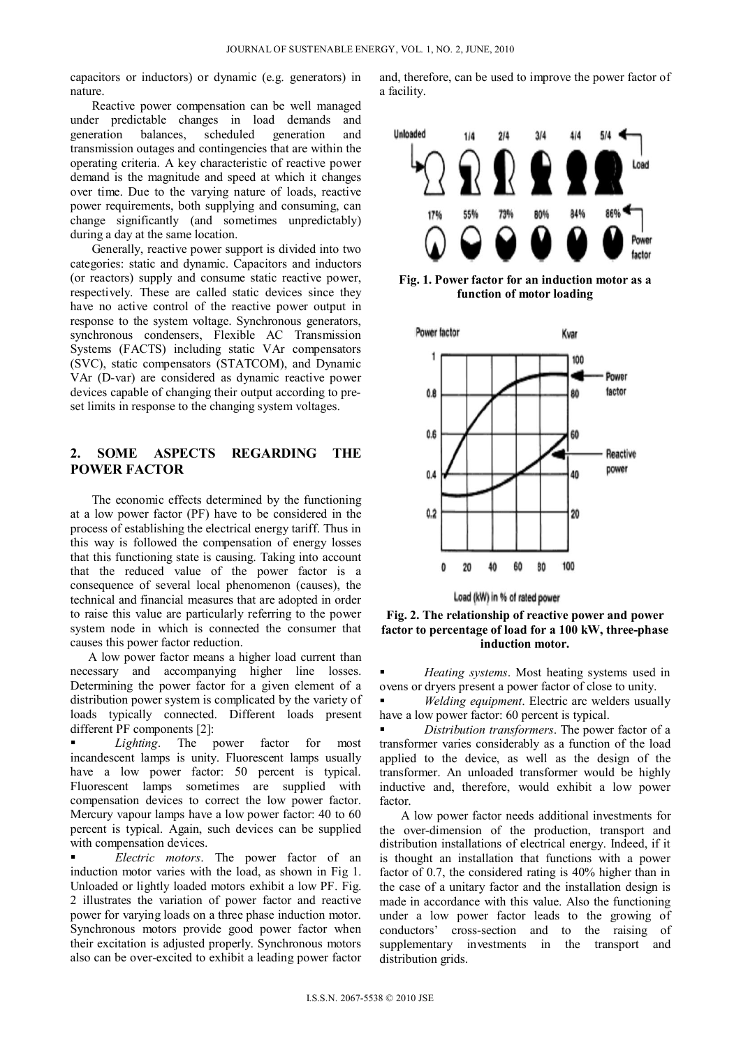capacitors or inductors) or dynamic (e.g. generators) in nature.

Reactive power compensation can be well managed under predictable changes in load demands and generation balances, scheduled generation and transmission outages and contingencies that are within the operating criteria. A key characteristic of reactive power demand is the magnitude and speed at which it changes over time. Due to the varying nature of loads, reactive power requirements, both supplying and consuming, can change significantly (and sometimes unpredictably) during a day at the same location.

Generally, reactive power support is divided into two categories: static and dynamic. Capacitors and inductors (or reactors) supply and consume static reactive power, respectively. These are called static devices since they have no active control of the reactive power output in response to the system voltage. Synchronous generators, synchronous condensers, Flexible AC Transmission Systems (FACTS) including static VAr compensators (SVC), static compensators (STATCOM), and Dynamic VAr (D-var) are considered as dynamic reactive power devices capable of changing their output according to pre-set limits in response to the changing system voltages.

## 2. SOME ASPECTS REGARDING THE POWER FACTOR

The economic effects determined by the functioning at a low power factor (PF) have to be considered in the process of establishing the electrical energy tariff. Thus in this way is followed the compensation of energy losses that this functioning state is causing. Taking into account that the reduced value of the power factor is a consequence of several local phenomenon (causes), the technical and financial measures that are adopted in order to raise this value are particularly referring to the power system node in which is connected the consumer that causes this power factor reduction.

A low power factor means a higher load current than necessary and accompanying higher line losses. Determining the power factor for a given element of a distribution power system is complicated by the variety of loads typically connected. Different loads present different PF components [2]:

- *Lighting*. The power factor for most incandescent lamps is unity. Fluorescent lamps usually have a low power factor: 50 percent is typical. Fluorescent lamps sometimes are supplied with compensation devices to correct the low power factor. Mercury vapour lamps have a low power factor: 40 to 60 percent is typical. Again, such devices can be supplied with compensation devices.
- *Electric motors*. The power factor of an induction motor varies with the load, as shown in Fig 1. Unloaded or lightly loaded motors exhibit a low PF. Fig. 2 illustrates the variation of power factor and reactive power for varying loads on a three phase induction motor. Synchronous motors provide good power factor when their excitation is adjusted properly. Synchronous motors also can be over-excited to exhibit a leading power factor and, therefore, can be used to improve the power factor of a facility.

**Fig. 1. Power factor for an induction motor as a function of motor loading**

**Fig. 2. The relationship of reactive power and power factor to percentage of load for a 100 kW, three-phase induction motor.**

- *Heating systems*. Most heating systems used in ovens or dryers present a power factor of close to unity.
- *Welding equipment*. Electric arc welders usually have a low power factor: 60 percent is typical.
- *Distribution transformers*. The power factor of a transformer varies considerably as a function of the load applied to the device, as well as the design of the transformer. An unloaded transformer would be highly inductive and, therefore, would exhibit a low power factor.

A low power factor needs additional investments for the over-dimension of the production, transport and distribution installations of electrical energy. Indeed, if it is thought an installation that functions with a power factor of 0.7, the considered rating is 40% higher than in the case of a unitary factor and the installation design is made in accordance with this value. Also the functioning under a low power factor leads to the growing of conductors' cross-section and to the raising of supplementary investments in the transport and distribution grids.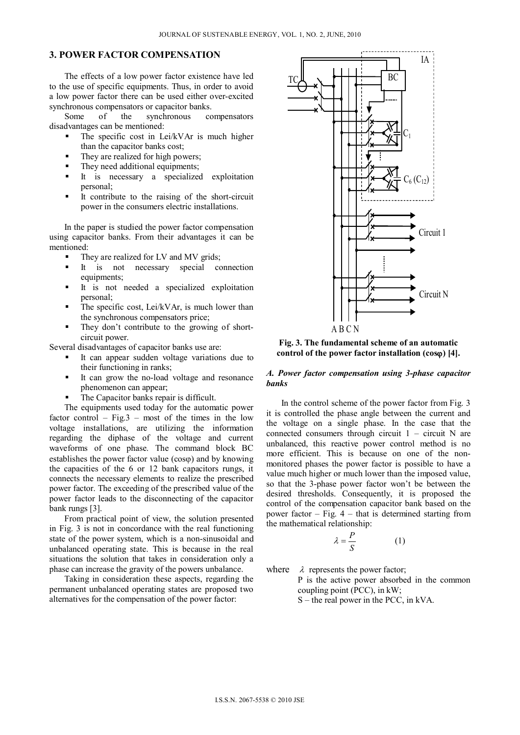## 3. POWER FACTOR COMPENSATION

The effects of a low power factor existence have led to the use of specific equipments. Thus, in order to avoid a low power factor there can be used either over-excited synchronous compensators or capacitor banks.

Some of the synchronous compensators disadvantages can be mentioned:

- The specific cost in Lei/kVAr is much higher than the capacitor banks cost;
- They are realized for high powers;
- They need additional equipments;
- It is necessary a specialized exploitation personal;
- It contribute to the raising of the short-circuit power in the consumers electric installations.

In the paper is studied the power factor compensation using capacitor banks. From their advantages it can be mentioned:

- They are realized for LV and MV grids;
- It is not necessary special connection equipments;
- It is not needed a specialized exploitation personal;
- The specific cost, Lei/kVAr, is much lower than the synchronous compensators price;
- They don't contribute to the growing of short-circuit power.

Several disadvantages of capacitor banks use are:

- It can appear sudden voltage variations due to their functioning in ranks;
- It can grow the no-load voltage and resonance phenomenon can appear;
- The Capacitor banks repair is difficult.

The equipments used today for the automatic power factor control – Fig.3 – most of the times in the low voltage installations, are utilizing the information regarding the diphase of the voltage and current waveforms of one phase. The command block BC establishes the power factor value (cosφ) and by knowing the capacities of the 6 or 12 bank capacitors rungs, it connects the necessary elements to realize the prescribed power factor. The exceeding of the prescribed value of the power factor leads to the disconnecting of the capacitor bank rungs [3].

From practical point of view, the solution presented in Fig. 3 is not in concordance with the real functioning state of the power system, which is a non-sinusoidal and unbalanced operating state. This is because in the real situations the solution that takes in consideration only a phase can increase the gravity of the powers unbalance.

Taking in consideration these aspects, regarding the permanent unbalanced operating states are proposed two alternatives for the compensation of the power factor:

**Fig. 3. The fundamental scheme of an automatic control of the power factor installation (cosφ) [4].**

### *A. Power factor compensation using 3-phase capacitor banks*

In the control scheme of the power factor from Fig. 3 it is controlled the phase angle between the current and the voltage on a single phase. In the case that the connected consumers through circuit 1 – circuit N are unbalanced, this reactive power control method is no more efficient. This is because on one of the non-monitored phases the power factor is possible to have a value much higher or much lower than the imposed value, so that the 3-phase power factor won't be between the desired thresholds. Consequently, it is proposed the control of the compensation capacitor bank based on the power factor – Fig. 4 – that is determined starting from the mathematical relationship:

$$\lambda = \frac{P}{S} \qquad (1)$$

where $\lambda$ represents the power factor;
P is the active power absorbed in the common coupling point (PCC), in kW;
S – the real power in the PCC, in kVA.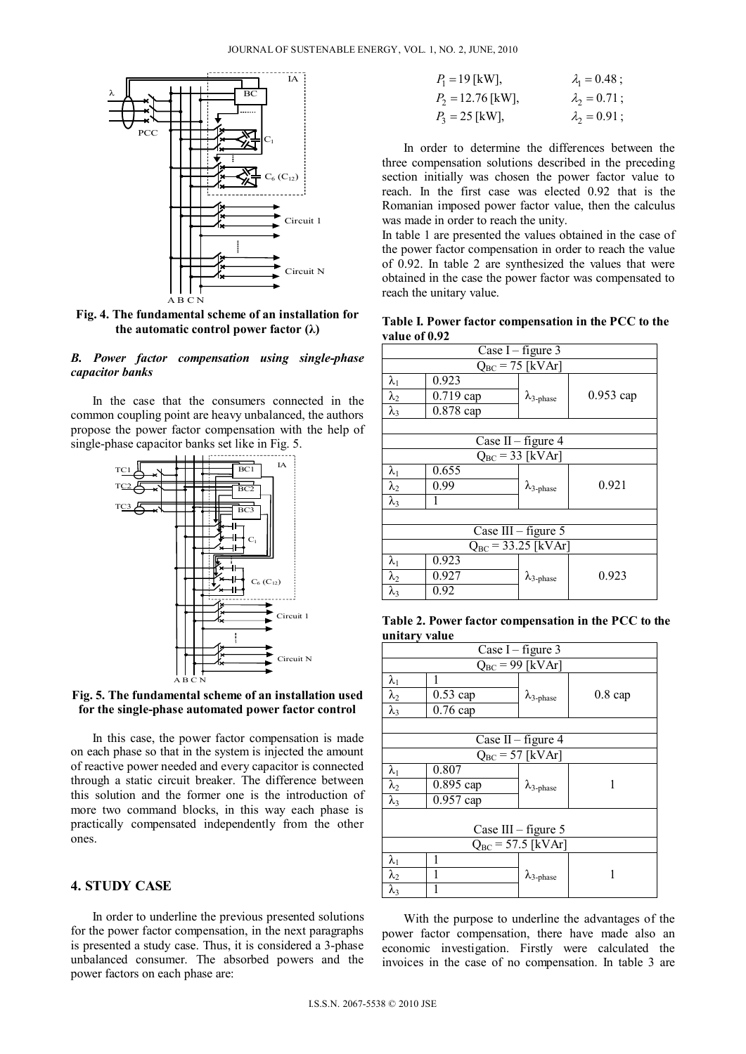Fig. 4. The fundamental scheme of an installation for the automatic control power factor (λ)

### B. Power factor compensation using single-phase capacitor banks

In the case that the consumers connected in the common coupling point are heavy unbalanced, the authors propose the power factor compensation with the help of single-phase capacitor banks set like in Fig. 5.

Fig. 5. The fundamental scheme of an installation used for the single-phase automated power factor control

In this case, the power factor compensation is made on each phase so that in the system is injected the amount of reactive power needed and every capacitor is connected through a static circuit breaker. The difference between this solution and the former one is the introduction of more two command blocks, in this way each phase is practically compensated independently from the other ones.

## 4. STUDY CASE

In order to underline the previous presented solutions for the power factor compensation, in the next paragraphs is presented a study case. Thus, it is considered a 3-phase unbalanced consumer. The absorbed powers and the power factors on each phase are:

$$P_1 = 19\,[\text{kW}], \qquad \lambda_1 = 0.48;$$
$$P_2 = 12.76\,[\text{kW}], \qquad \lambda_2 = 0.71;$$
$$P_3 = 25\,[\text{kW}], \qquad \lambda_2 = 0.91;$$

In order to determine the differences between the three compensation solutions described in the preceding section initially was chosen the power factor value to reach. In the first case was elected 0.92 that is the Romanian imposed power factor value, then the calculus was made in order to reach the unity.

In table 1 are presented the values obtained in the case of the power factor compensation in order to reach the value of 0.92. In table 2 are synthesized the values that were obtained in the case the power factor was compensated to reach the unitary value.

**Table I. Power factor compensation in the PCC to the value of 0.92**

| Case I – figure 3 | | | |
|---|---|---|---|
| $Q_{BC}$ = 75 [kVAr] | | | |
| $\lambda_1$ | 0.923 | $\lambda_{3\text{-phase}}$ | 0.953 cap |
| $\lambda_2$ | 0.719 cap | | |
| $\lambda_3$ | 0.878 cap | | |
| | | | |
| Case II – figure 4 | | | |
| $Q_{BC}$ = 33 [kVAr] | | | |
| $\lambda_1$ | 0.655 | $\lambda_{3\text{-phase}}$ | 0.921 |
| $\lambda_2$ | 0.99 | | |
| $\lambda_3$ | 1 | | |
| | | | |
| Case III – figure 5 | | | |
| $Q_{BC}$ = 33.25 [kVAr] | | | |
| $\lambda_1$ | 0.923 | $\lambda_{3\text{-phase}}$ | 0.923 |
| $\lambda_2$ | 0.927 | | |
| $\lambda_3$ | 0.92 | | |

**Table 2. Power factor compensation in the PCC to the unitary value**

| Case I – figure 3 | | | |
|---|---|---|---|
| $Q_{BC}$ = 99 [kVAr] | | | |
| $\lambda_1$ | 1 | $\lambda_{3\text{-phase}}$ | 0.8 cap |
| $\lambda_2$ | 0.53 cap | | |
| $\lambda_3$ | 0.76 cap | | |
| | | | |
| Case II – figure 4 | | | |
| $Q_{BC}$ = 57 [kVAr] | | | |
| $\lambda_1$ | 0.807 | $\lambda_{3\text{-phase}}$ | 1 |
| $\lambda_2$ | 0.895 cap | | |
| $\lambda_3$ | 0.957 cap | | |
| | | | |
| Case III – figure 5 | | | |
| $Q_{BC}$ = 57.5 [kVAr] | | | |
| $\lambda_1$ | 1 | $\lambda_{3\text{-phase}}$ | 1 |
| $\lambda_2$ | 1 | | |
| $\lambda_3$ | 1 | | |

With the purpose to underline the advantages of the power factor compensation, there have made also an economic investigation. Firstly were calculated the invoices in the case of no compensation. In table 3 are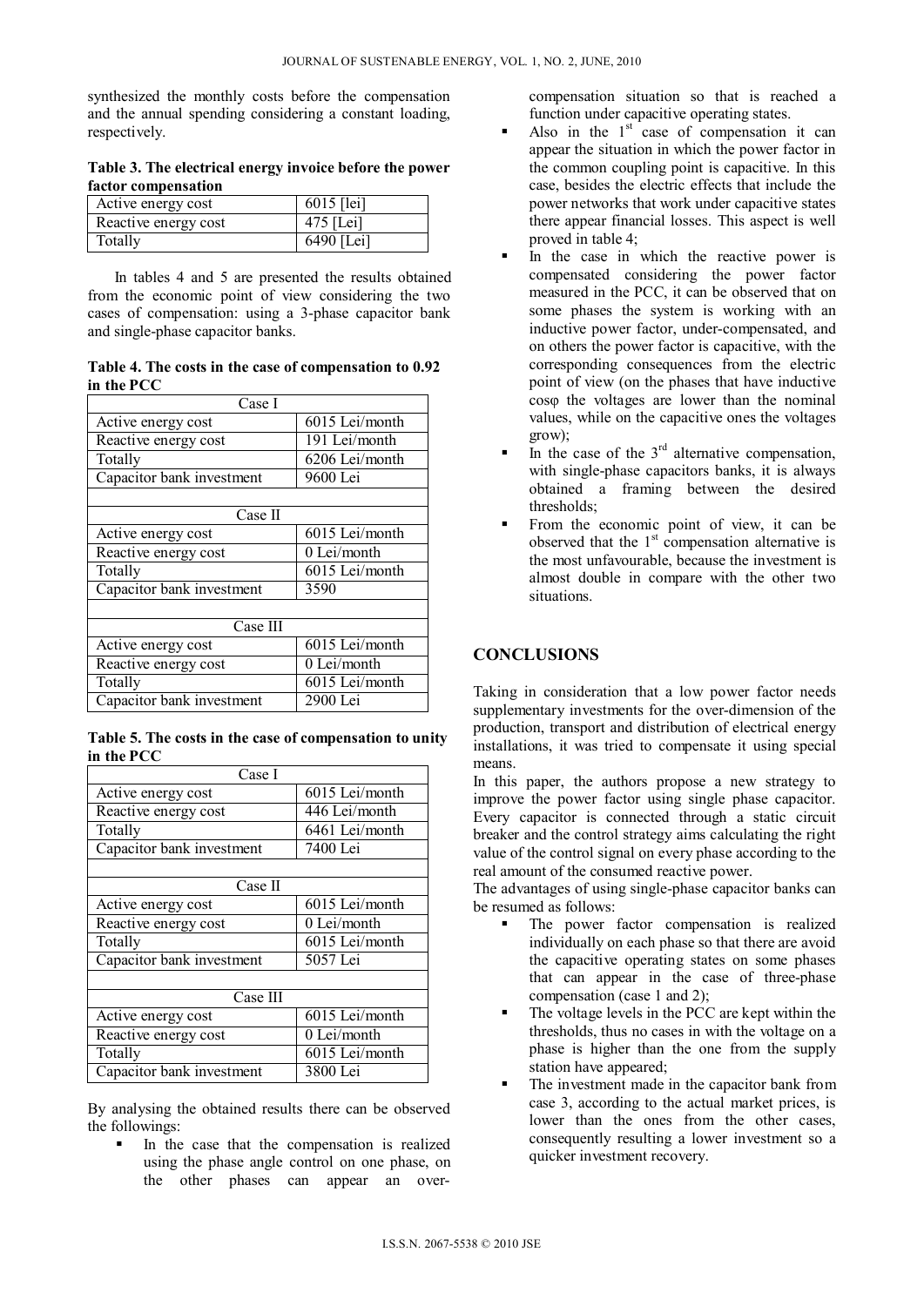synthesized the monthly costs before the compensation and the annual spending considering a constant loading, respectively.

**Table 3. The electrical energy invoice before the power factor compensation**

| Active energy cost | 6015 [lei] |
|---|---|
| Reactive energy cost | 475 [Lei] |
| Totally | 6490 [Lei] |

In tables 4 and 5 are presented the results obtained from the economic point of view considering the two cases of compensation: using a 3-phase capacitor bank and single-phase capacitor banks.

**Table 4. The costs in the case of compensation to 0.92 in the PCC**

| Case I | |
|---|---|
| Active energy cost | 6015 Lei/month |
| Reactive energy cost | 191 Lei/month |
| Totally | 6206 Lei/month |
| Capacitor bank investment | 9600 Lei |
| | |
| Case II | |
| Active energy cost | 6015 Lei/month |
| Reactive energy cost | 0 Lei/month |
| Totally | 6015 Lei/month |
| Capacitor bank investment | 3590 |
| | |
| Case III | |
| Active energy cost | 6015 Lei/month |
| Reactive energy cost | 0 Lei/month |
| Totally | 6015 Lei/month |
| Capacitor bank investment | 2900 Lei |

**Table 5. The costs in the case of compensation to unity in the PCC**

| Case I | |
|---|---|
| Active energy cost | 6015 Lei/month |
| Reactive energy cost | 446 Lei/month |
| Totally | 6461 Lei/month |
| Capacitor bank investment | 7400 Lei |
| | |
| Case II | |
| Active energy cost | 6015 Lei/month |
| Reactive energy cost | 0 Lei/month |
| Totally | 6015 Lei/month |
| Capacitor bank investment | 5057 Lei |
| | |
| Case III | |
| Active energy cost | 6015 Lei/month |
| Reactive energy cost | 0 Lei/month |
| Totally | 6015 Lei/month |
| Capacitor bank investment | 3800 Lei |

By analysing the obtained results there can be observed the followings:

- In the case that the compensation is realized using the phase angle control on one phase, on the other phases can appear an over-compensation situation so that is reached a function under capacitive operating states.
- Also in the 1st case of compensation it can appear the situation in which the power factor in the common coupling point is capacitive. In this case, besides the electric effects that include the power networks that work under capacitive states there appear financial losses. This aspect is well proved in table 4;
- In the case in which the reactive power is compensated considering the power factor measured in the PCC, it can be observed that on some phases the system is working with an inductive power factor, under-compensated, and on others the power factor is capacitive, with the corresponding consequences from the electric point of view (on the phases that have inductive cosφ the voltages are lower than the nominal values, while on the capacitive ones the voltages grow);
- In the case of the 3rd alternative compensation, with single-phase capacitors banks, it is always obtained a framing between the desired thresholds;
- From the economic point of view, it can be observed that the 1st compensation alternative is the most unfavourable, because the investment is almost double in compare with the other two situations.

## CONCLUSIONS

Taking in consideration that a low power factor needs supplementary investments for the over-dimension of the production, transport and distribution of electrical energy installations, it was tried to compensate it using special means.

In this paper, the authors propose a new strategy to improve the power factor using single phase capacitor. Every capacitor is connected through a static circuit breaker and the control strategy aims calculating the right value of the control signal on every phase according to the real amount of the consumed reactive power.

The advantages of using single-phase capacitor banks can be resumed as follows:

- The power factor compensation is realized individually on each phase so that there are avoid the capacitive operating states on some phases that can appear in the case of three-phase compensation (case 1 and 2);
- The voltage levels in the PCC are kept within the thresholds, thus no cases in with the voltage on a phase is higher than the one from the supply station have appeared;
- The investment made in the capacitor bank from case 3, according to the actual market prices, is lower than the ones from the other cases, consequently resulting a lower investment so a quicker investment recovery.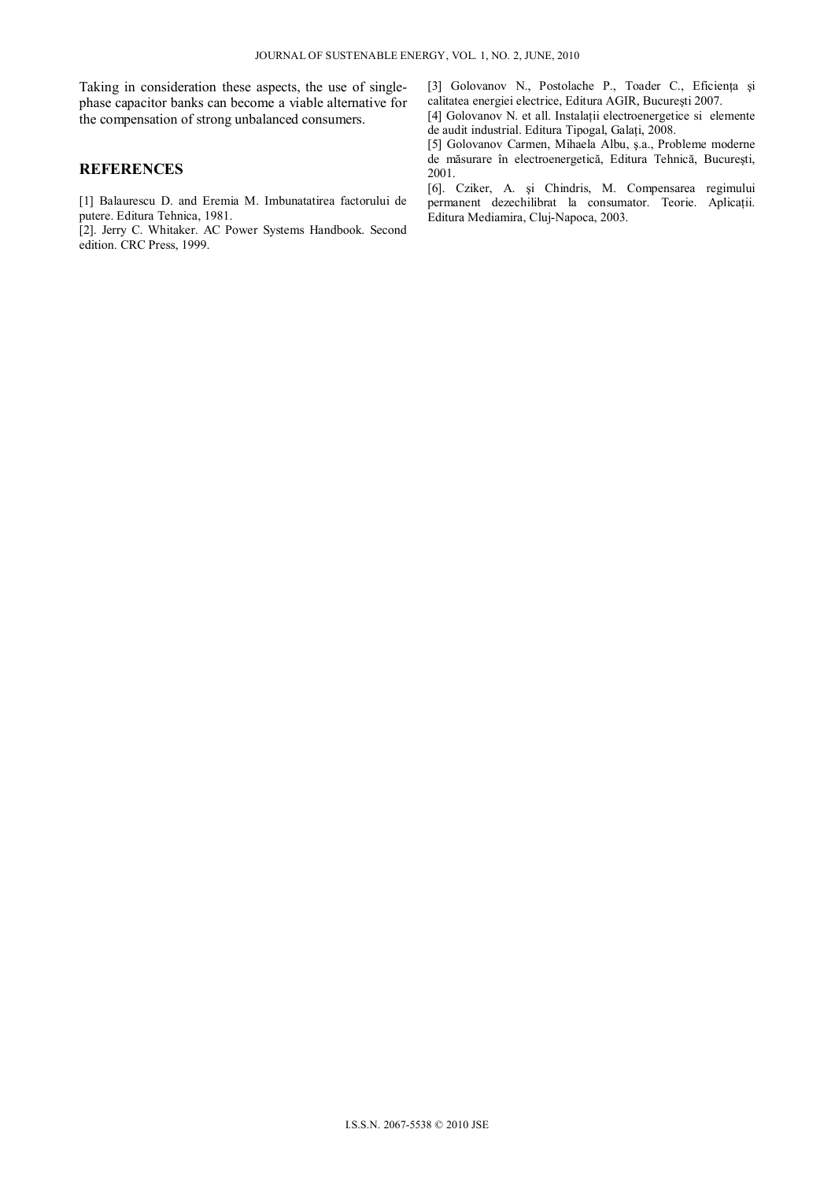Taking in consideration these aspects, the use of single-phase capacitor banks can become a viable alternative for the compensation of strong unbalanced consumers.

## REFERENCES

[1] Balaurescu D. and Eremia M. Imbunatatirea factorului de putere. Editura Tehnica, 1981.

[2]. Jerry C. Whitaker. AC Power Systems Handbook. Second edition. CRC Press, 1999.

[3] Golovanov N., Postolache P., Toader C., Eficienţa şi calitatea energiei electrice, Editura AGIR, Bucureşti 2007.

[4] Golovanov N. et all. Instalaţii electroenergetice si elemente de audit industrial. Editura Tipogal, Galaţi, 2008.

[5] Golovanov Carmen, Mihaela Albu, ş.a., Probleme moderne de măsurare în electroenergetică, Editura Tehnică, Bucureşti, 2001.

[6]. Cziker, A. şi Chindris, M. Compensarea regimului permanent dezechilibrat la consumator. Teorie. Aplicaţii. Editura Mediamira, Cluj-Napoca, 2003.